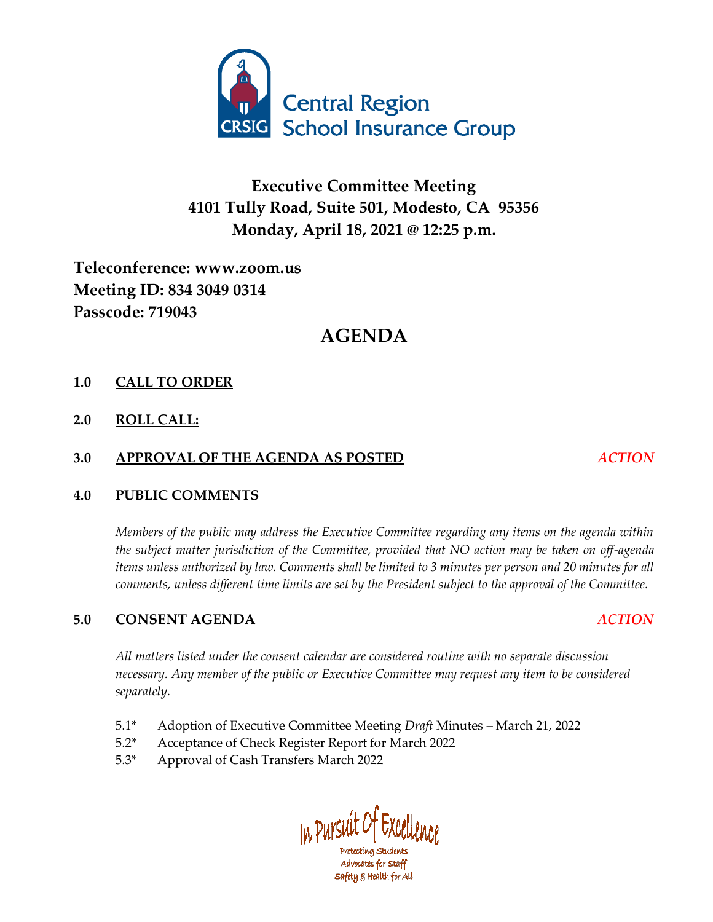Central Region School Insurance Group

# Executive Committee Meeting
## 4101 Tully Road, Suite 501, Modesto, CA 95356
## Monday, April 18, 2021 @ 12:25 p.m.

**Teleconference: www.zoom.us**
**Meeting ID: 834 3049 0314**
**Passcode: 719043**

# AGENDA

**1.0 CALL TO ORDER**

**2.0 ROLL CALL:**

**3.0 APPROVAL OF THE AGENDA AS POSTED** *ACTION*

**4.0 PUBLIC COMMENTS**

*Members of the public may address the Executive Committee regarding any items on the agenda within the subject matter jurisdiction of the Committee, provided that NO action may be taken on off-agenda items unless authorized by law. Comments shall be limited to 3 minutes per person and 20 minutes for all comments, unless different time limits are set by the President subject to the approval of the Committee.*

**5.0 CONSENT AGENDA** *ACTION*

*All matters listed under the consent calendar are considered routine with no separate discussion necessary. Any member of the public or Executive Committee may request any item to be considered separately.*

5.1* Adoption of Executive Committee Meeting *Draft* Minutes – March 21, 2022
5.2* Acceptance of Check Register Report for March 2022
5.3* Approval of Cash Transfers March 2022

In Pursuit Of Excellence
Protecting Students
Advocates for Staff
Safety & Health for All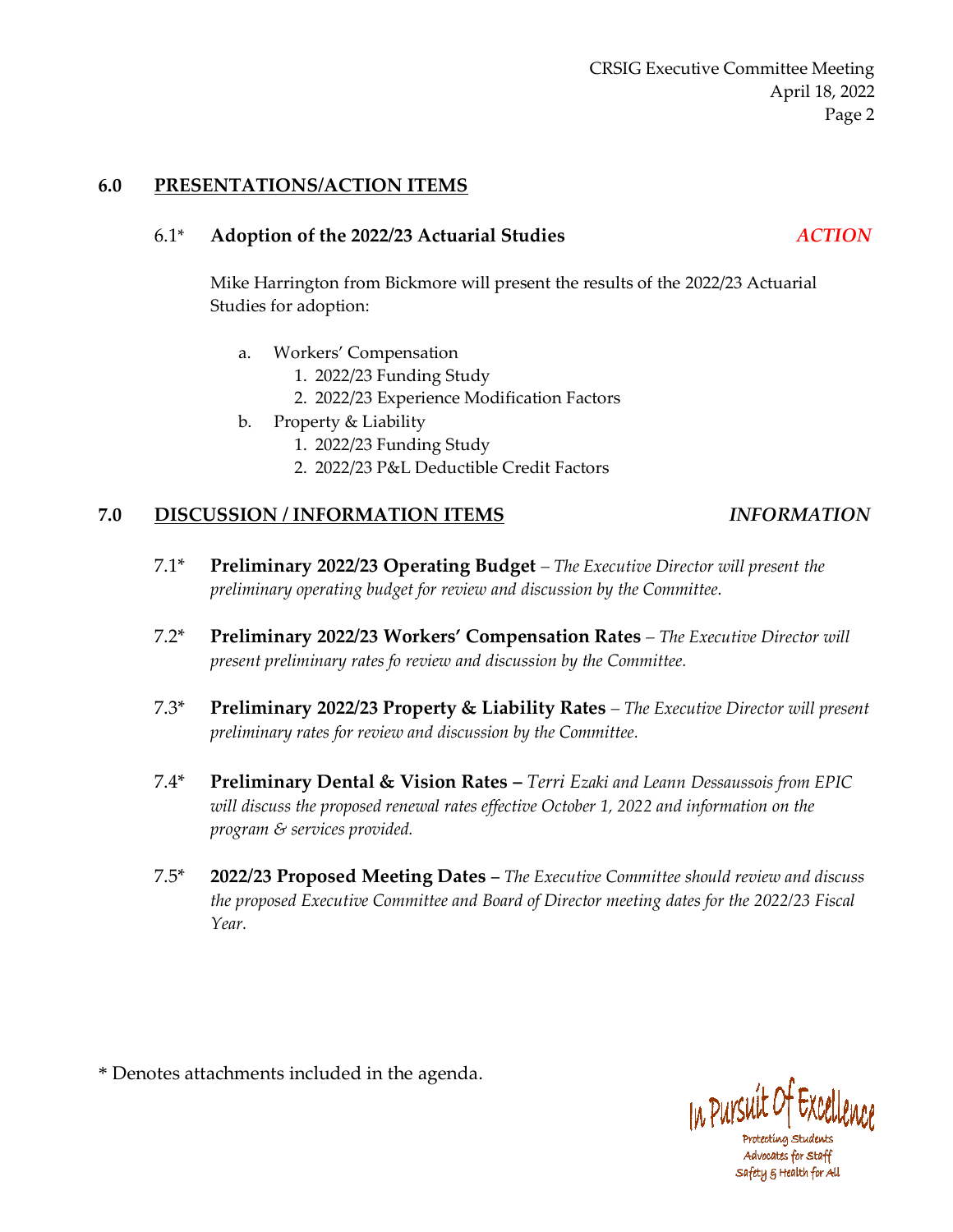## 6.0 PRESENTATIONS/ACTION ITEMS

### 6.1* Adoption of the 2022/23 Actuarial Studies — *ACTION*

Mike Harrington from Bickmore will present the results of the 2022/23 Actuarial Studies for adoption:

a. Workers' Compensation
   1. 2022/23 Funding Study
   2. 2022/23 Experience Modification Factors

b. Property & Liability
   1. 2022/23 Funding Study
   2. 2022/23 P&L Deductible Credit Factors

## 7.0 DISCUSSION / INFORMATION ITEMS — *INFORMATION*

7.1* **Preliminary 2022/23 Operating Budget** – *The Executive Director will present the preliminary operating budget for review and discussion by the Committee.*

7.2* **Preliminary 2022/23 Workers' Compensation Rates** – *The Executive Director will present preliminary rates fo review and discussion by the Committee.*

7.3* **Preliminary 2022/23 Property & Liability Rates** – *The Executive Director will present preliminary rates for review and discussion by the Committee.*

7.4* **Preliminary Dental & Vision Rates –** *Terri Ezaki and Leann Dessaussois from EPIC will discuss the proposed renewal rates effective October 1, 2022 and information on the program & services provided.*

7.5* **2022/23 Proposed Meeting Dates** – *The Executive Committee should review and discuss the proposed Executive Committee and Board of Director meeting dates for the 2022/23 Fiscal Year.*

\* Denotes attachments included in the agenda.

In Pursuit Of Excellence
Protecting Students
Advocates for Staff
Safety & Health for All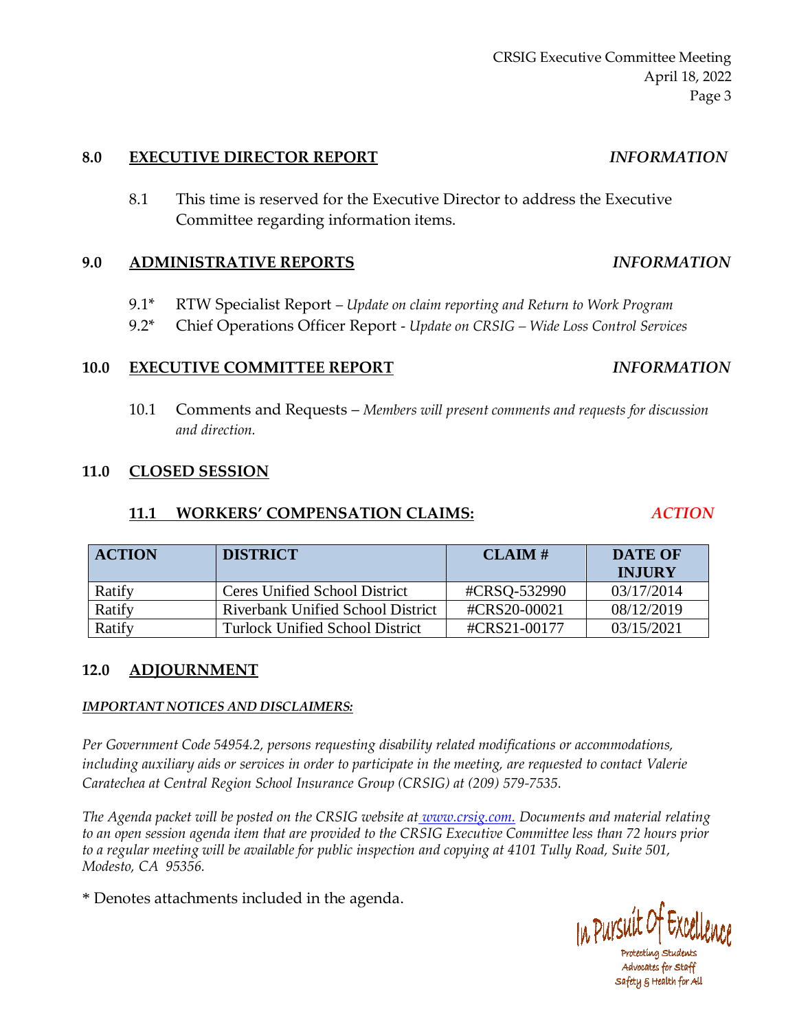## 8.0 EXECUTIVE DIRECTOR REPORT *INFORMATION*

8.1 This time is reserved for the Executive Director to address the Executive Committee regarding information items.

## 9.0 ADMINISTRATIVE REPORTS *INFORMATION*

9.1* RTW Specialist Report – *Update on claim reporting and Return to Work Program*
9.2* Chief Operations Officer Report - *Update on CRSIG – Wide Loss Control Services*

## 10.0 EXECUTIVE COMMITTEE REPORT *INFORMATION*

10.1 Comments and Requests – *Members will present comments and requests for discussion and direction.*

## 11.0 CLOSED SESSION

### 11.1 WORKERS' COMPENSATION CLAIMS: *ACTION*

| ACTION | DISTRICT | CLAIM # | DATE OF INJURY |
|---|---|---|---|
| Ratify | Ceres Unified School District | #CRSQ-532990 | 03/17/2014 |
| Ratify | Riverbank Unified School District | #CRS20-00021 | 08/12/2019 |
| Ratify | Turlock Unified School District | #CRS21-00177 | 03/15/2021 |

## 12.0 ADJOURNMENT

***IMPORTANT NOTICES AND DISCLAIMERS:***

*Per Government Code 54954.2, persons requesting disability related modifications or accommodations, including auxiliary aids or services in order to participate in the meeting, are requested to contact Valerie Caratechea at Central Region School Insurance Group (CRSIG) at (209) 579-7535.*

*The Agenda packet will be posted on the CRSIG website at www.crsig.com. Documents and material relating to an open session agenda item that are provided to the CRSIG Executive Committee less than 72 hours prior to a regular meeting will be available for public inspection and copying at 4101 Tully Road, Suite 501, Modesto, CA 95356.*

* Denotes attachments included in the agenda.

In Pursuit Of Excellence
Protecting Students
Advocates for Staff
Safety & Health for All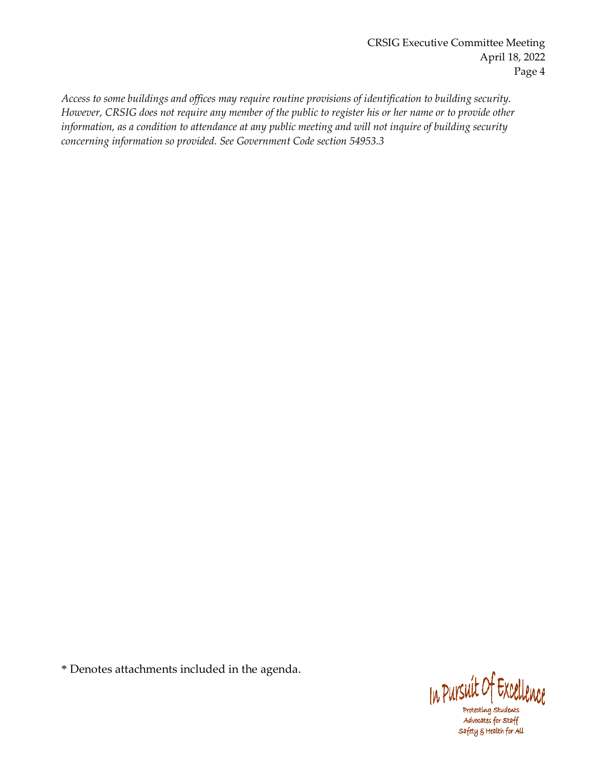*Access to some buildings and offices may require routine provisions of identification to building security. However, CRSIG does not require any member of the public to register his or her name or to provide other information, as a condition to attendance at any public meeting and will not inquire of building security concerning information so provided. See Government Code section 54953.3*

* Denotes attachments included in the agenda.

In Pursuit Of Excellence

Protecting Students
Advocates for Staff
Safety & Health for All